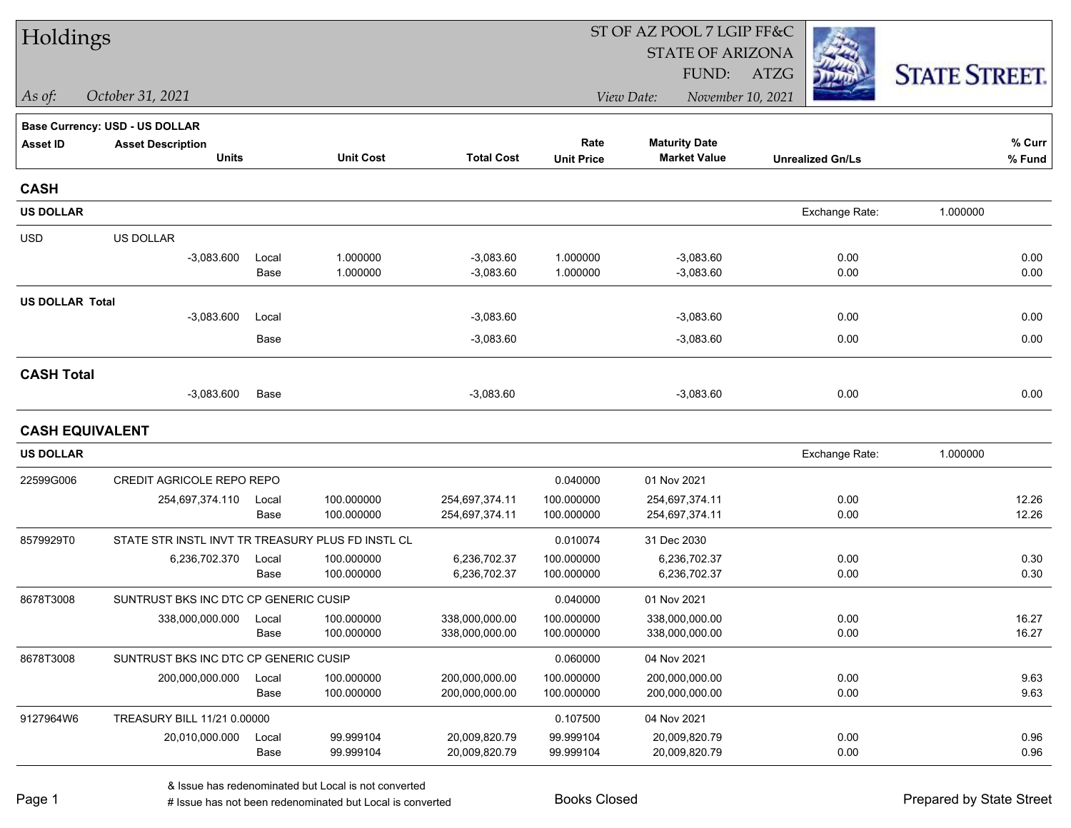# Holdings

ST OF AZ POOL 7 LGIP FF&C
STATE OF ARIZONA
FUND: ATZG

*As of:* *October 31, 2021*

*View Date:* *November 10, 2021*

STATE STREET.

**Base Currency: USD - US DOLLAR**

| Asset ID | Asset Description / Units | | Unit Cost | Total Cost | Rate / Unit Price | Maturity Date / Market Value | Unrealized Gn/Ls | % Curr / % Fund |
|---|---|---|---|---|---|---|---|---|
| **CASH** | | | | | | | | |
| **US DOLLAR** | | | | | | | Exchange Rate: | 1.000000 |
| USD | US DOLLAR | | | | | | | |
| | -3,083.600 | Local | 1.000000 | -3,083.60 | 1.000000 | -3,083.60 | 0.00 | 0.00 |
| | | Base | 1.000000 | -3,083.60 | 1.000000 | -3,083.60 | 0.00 | 0.00 |
| **US DOLLAR Total** | | | | | | | | |
| | -3,083.600 | Local | | -3,083.60 | | -3,083.60 | 0.00 | 0.00 |
| | | Base | | -3,083.60 | | -3,083.60 | 0.00 | 0.00 |
| **CASH Total** | | | | | | | | |
| | -3,083.600 | Base | | -3,083.60 | | -3,083.60 | 0.00 | 0.00 |
| **CASH EQUIVALENT** | | | | | | | | |
| **US DOLLAR** | | | | | | | Exchange Rate: | 1.000000 |
| 22599G006 | CREDIT AGRICOLE REPO REPO | | | | 0.040000 | 01 Nov 2021 | | |
| | 254,697,374.110 | Local | 100.000000 | 254,697,374.11 | 100.000000 | 254,697,374.11 | 0.00 | 12.26 |
| | | Base | 100.000000 | 254,697,374.11 | 100.000000 | 254,697,374.11 | 0.00 | 12.26 |
| 8579929T0 | STATE STR INSTL INVT TR TREASURY PLUS FD INSTL CL | | | | 0.010074 | 31 Dec 2030 | | |
| | 6,236,702.370 | Local | 100.000000 | 6,236,702.37 | 100.000000 | 6,236,702.37 | 0.00 | 0.30 |
| | | Base | 100.000000 | 6,236,702.37 | 100.000000 | 6,236,702.37 | 0.00 | 0.30 |
| 8678T3008 | SUNTRUST BKS INC DTC CP GENERIC CUSIP | | | | 0.040000 | 01 Nov 2021 | | |
| | 338,000,000.000 | Local | 100.000000 | 338,000,000.00 | 100.000000 | 338,000,000.00 | 0.00 | 16.27 |
| | | Base | 100.000000 | 338,000,000.00 | 100.000000 | 338,000,000.00 | 0.00 | 16.27 |
| 8678T3008 | SUNTRUST BKS INC DTC CP GENERIC CUSIP | | | | 0.060000 | 04 Nov 2021 | | |
| | 200,000,000.000 | Local | 100.000000 | 200,000,000.00 | 100.000000 | 200,000,000.00 | 0.00 | 9.63 |
| | | Base | 100.000000 | 200,000,000.00 | 100.000000 | 200,000,000.00 | 0.00 | 9.63 |
| 9127964W6 | TREASURY BILL 11/21 0.00000 | | | | 0.107500 | 04 Nov 2021 | | |
| | 20,010,000.000 | Local | 99.999104 | 20,009,820.79 | 99.999104 | 20,009,820.79 | 0.00 | 0.96 |
| | | Base | 99.999104 | 20,009,820.79 | 99.999104 | 20,009,820.79 | 0.00 | 0.96 |

& Issue has redenominated but Local is not converted
# Issue has not been redenominated but Local is converted

Books Closed

Prepared by State Street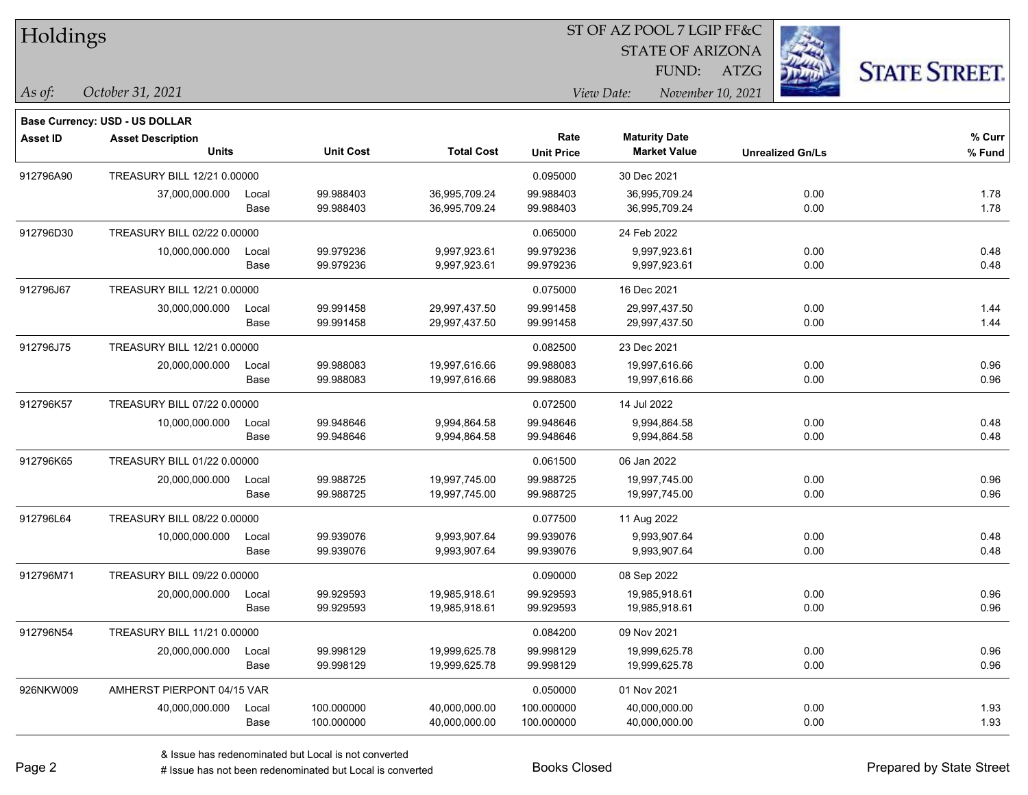# Holdings

ST OF AZ POOL 7 LGIP FF&C
STATE OF ARIZONA
FUND: ATZG

*As of:* *October 31, 2021*

*View Date:* *November 10, 2021*

**Base Currency: USD - US DOLLAR**

| Asset ID | Asset Description / Units | | Unit Cost | Total Cost | Rate / Unit Price | Maturity Date / Market Value | Unrealized Gn/Ls | % Curr / % Fund |
|---|---|---|---|---|---|---|---|---|
| 912796A90 | TREASURY BILL 12/21 0.00000 | | | | 0.095000 | 30 Dec 2021 | | |
| | 37,000,000.000 | Local | 99.988403 | 36,995,709.24 | 99.988403 | 36,995,709.24 | 0.00 | 1.78 |
| | | Base | 99.988403 | 36,995,709.24 | 99.988403 | 36,995,709.24 | 0.00 | 1.78 |
| 912796D30 | TREASURY BILL 02/22 0.00000 | | | | 0.065000 | 24 Feb 2022 | | |
| | 10,000,000.000 | Local | 99.979236 | 9,997,923.61 | 99.979236 | 9,997,923.61 | 0.00 | 0.48 |
| | | Base | 99.979236 | 9,997,923.61 | 99.979236 | 9,997,923.61 | 0.00 | 0.48 |
| 912796J67 | TREASURY BILL 12/21 0.00000 | | | | 0.075000 | 16 Dec 2021 | | |
| | 30,000,000.000 | Local | 99.991458 | 29,997,437.50 | 99.991458 | 29,997,437.50 | 0.00 | 1.44 |
| | | Base | 99.991458 | 29,997,437.50 | 99.991458 | 29,997,437.50 | 0.00 | 1.44 |
| 912796J75 | TREASURY BILL 12/21 0.00000 | | | | 0.082500 | 23 Dec 2021 | | |
| | 20,000,000.000 | Local | 99.988083 | 19,997,616.66 | 99.988083 | 19,997,616.66 | 0.00 | 0.96 |
| | | Base | 99.988083 | 19,997,616.66 | 99.988083 | 19,997,616.66 | 0.00 | 0.96 |
| 912796K57 | TREASURY BILL 07/22 0.00000 | | | | 0.072500 | 14 Jul 2022 | | |
| | 10,000,000.000 | Local | 99.948646 | 9,994,864.58 | 99.948646 | 9,994,864.58 | 0.00 | 0.48 |
| | | Base | 99.948646 | 9,994,864.58 | 99.948646 | 9,994,864.58 | 0.00 | 0.48 |
| 912796K65 | TREASURY BILL 01/22 0.00000 | | | | 0.061500 | 06 Jan 2022 | | |
| | 20,000,000.000 | Local | 99.988725 | 19,997,745.00 | 99.988725 | 19,997,745.00 | 0.00 | 0.96 |
| | | Base | 99.988725 | 19,997,745.00 | 99.988725 | 19,997,745.00 | 0.00 | 0.96 |
| 912796L64 | TREASURY BILL 08/22 0.00000 | | | | 0.077500 | 11 Aug 2022 | | |
| | 10,000,000.000 | Local | 99.939076 | 9,993,907.64 | 99.939076 | 9,993,907.64 | 0.00 | 0.48 |
| | | Base | 99.939076 | 9,993,907.64 | 99.939076 | 9,993,907.64 | 0.00 | 0.48 |
| 912796M71 | TREASURY BILL 09/22 0.00000 | | | | 0.090000 | 08 Sep 2022 | | |
| | 20,000,000.000 | Local | 99.929593 | 19,985,918.61 | 99.929593 | 19,985,918.61 | 0.00 | 0.96 |
| | | Base | 99.929593 | 19,985,918.61 | 99.929593 | 19,985,918.61 | 0.00 | 0.96 |
| 912796N54 | TREASURY BILL 11/21 0.00000 | | | | 0.084200 | 09 Nov 2021 | | |
| | 20,000,000.000 | Local | 99.998129 | 19,999,625.78 | 99.998129 | 19,999,625.78 | 0.00 | 0.96 |
| | | Base | 99.998129 | 19,999,625.78 | 99.998129 | 19,999,625.78 | 0.00 | 0.96 |
| 926NKW009 | AMHERST PIERPONT 04/15 VAR | | | | 0.050000 | 01 Nov 2021 | | |
| | 40,000,000.000 | Local | 100.000000 | 40,000,000.00 | 100.000000 | 40,000,000.00 | 0.00 | 1.93 |
| | | Base | 100.000000 | 40,000,000.00 | 100.000000 | 40,000,000.00 | 0.00 | 1.93 |

& Issue has redenominated but Local is not converted
# Issue has not been redenominated but Local is converted

Books Closed

Prepared by State Street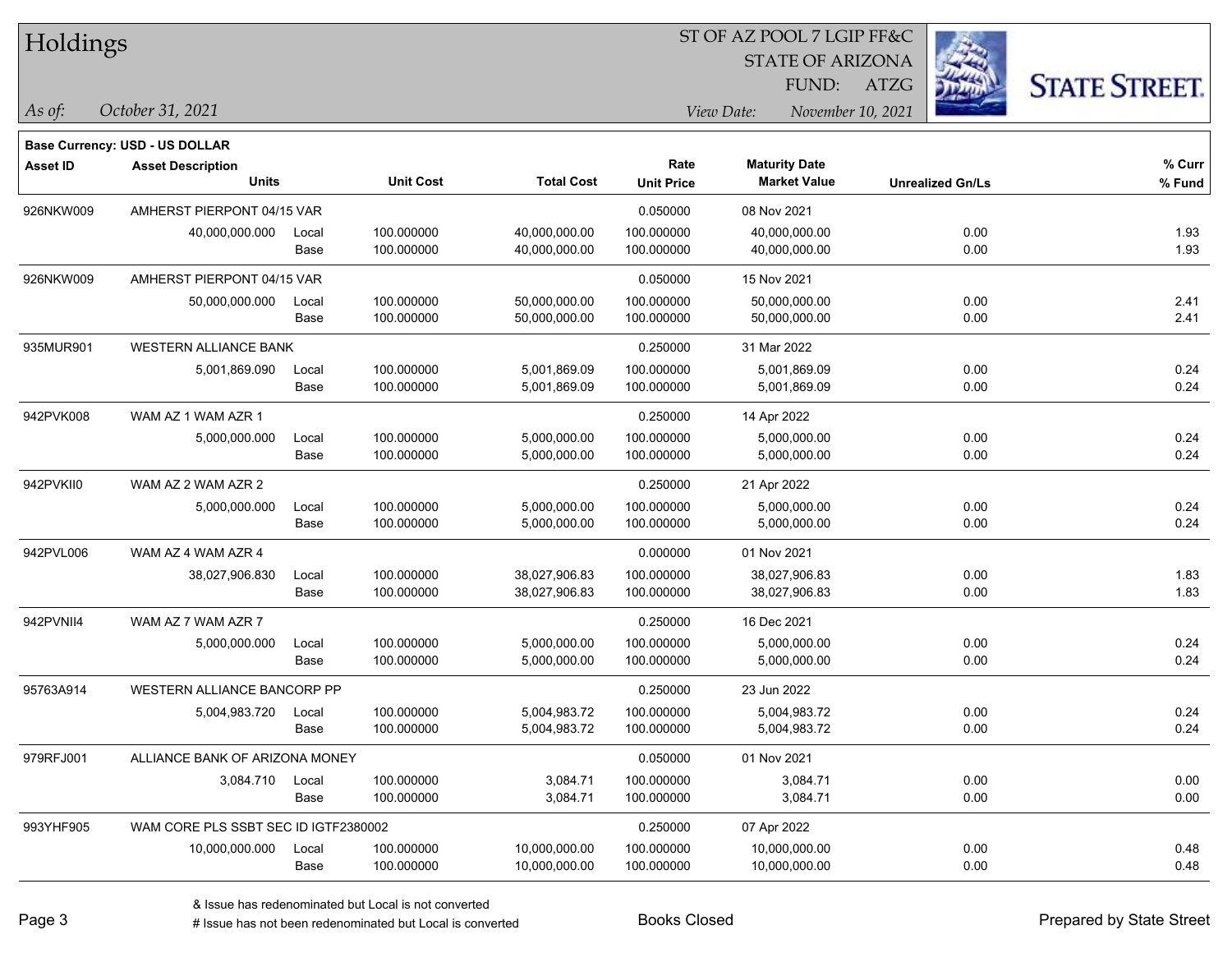# Holdings

ST OF AZ POOL 7 LGIP FF&C
STATE OF ARIZONA
FUND: ATZG

*As of:* *October 31, 2021*

*View Date:* *November 10, 2021*

**Base Currency: USD - US DOLLAR**

| Asset ID | Asset Description / Units | | Unit Cost | Total Cost | Rate / Unit Price | Maturity Date / Market Value | Unrealized Gn/Ls | % Curr / % Fund |
|---|---|---|---|---|---|---|---|---|
| 926NKW009 | AMHERST PIERPONT 04/15 VAR | | | | 0.050000 | 08 Nov 2021 | | |
| | 40,000,000.000 | Local | 100.000000 | 40,000,000.00 | 100.000000 | 40,000,000.00 | 0.00 | 1.93 |
| | | Base | 100.000000 | 40,000,000.00 | 100.000000 | 40,000,000.00 | 0.00 | 1.93 |
| 926NKW009 | AMHERST PIERPONT 04/15 VAR | | | | 0.050000 | 15 Nov 2021 | | |
| | 50,000,000.000 | Local | 100.000000 | 50,000,000.00 | 100.000000 | 50,000,000.00 | 0.00 | 2.41 |
| | | Base | 100.000000 | 50,000,000.00 | 100.000000 | 50,000,000.00 | 0.00 | 2.41 |
| 935MUR901 | WESTERN ALLIANCE BANK | | | | 0.250000 | 31 Mar 2022 | | |
| | 5,001,869.090 | Local | 100.000000 | 5,001,869.09 | 100.000000 | 5,001,869.09 | 0.00 | 0.24 |
| | | Base | 100.000000 | 5,001,869.09 | 100.000000 | 5,001,869.09 | 0.00 | 0.24 |
| 942PVK008 | WAM AZ 1 WAM AZR 1 | | | | 0.250000 | 14 Apr 2022 | | |
| | 5,000,000.000 | Local | 100.000000 | 5,000,000.00 | 100.000000 | 5,000,000.00 | 0.00 | 0.24 |
| | | Base | 100.000000 | 5,000,000.00 | 100.000000 | 5,000,000.00 | 0.00 | 0.24 |
| 942PVKII0 | WAM AZ 2 WAM AZR 2 | | | | 0.250000 | 21 Apr 2022 | | |
| | 5,000,000.000 | Local | 100.000000 | 5,000,000.00 | 100.000000 | 5,000,000.00 | 0.00 | 0.24 |
| | | Base | 100.000000 | 5,000,000.00 | 100.000000 | 5,000,000.00 | 0.00 | 0.24 |
| 942PVL006 | WAM AZ 4 WAM AZR 4 | | | | 0.000000 | 01 Nov 2021 | | |
| | 38,027,906.830 | Local | 100.000000 | 38,027,906.83 | 100.000000 | 38,027,906.83 | 0.00 | 1.83 |
| | | Base | 100.000000 | 38,027,906.83 | 100.000000 | 38,027,906.83 | 0.00 | 1.83 |
| 942PVNII4 | WAM AZ 7 WAM AZR 7 | | | | 0.250000 | 16 Dec 2021 | | |
| | 5,000,000.000 | Local | 100.000000 | 5,000,000.00 | 100.000000 | 5,000,000.00 | 0.00 | 0.24 |
| | | Base | 100.000000 | 5,000,000.00 | 100.000000 | 5,000,000.00 | 0.00 | 0.24 |
| 95763A914 | WESTERN ALLIANCE BANCORP PP | | | | 0.250000 | 23 Jun 2022 | | |
| | 5,004,983.720 | Local | 100.000000 | 5,004,983.72 | 100.000000 | 5,004,983.72 | 0.00 | 0.24 |
| | | Base | 100.000000 | 5,004,983.72 | 100.000000 | 5,004,983.72 | 0.00 | 0.24 |
| 979RFJ001 | ALLIANCE BANK OF ARIZONA MONEY | | | | 0.050000 | 01 Nov 2021 | | |
| | 3,084.710 | Local | 100.000000 | 3,084.71 | 100.000000 | 3,084.71 | 0.00 | 0.00 |
| | | Base | 100.000000 | 3,084.71 | 100.000000 | 3,084.71 | 0.00 | 0.00 |
| 993YHF905 | WAM CORE PLS SSBT SEC ID IGTF2380002 | | | | 0.250000 | 07 Apr 2022 | | |
| | 10,000,000.000 | Local | 100.000000 | 10,000,000.00 | 100.000000 | 10,000,000.00 | 0.00 | 0.48 |
| | | Base | 100.000000 | 10,000,000.00 | 100.000000 | 10,000,000.00 | 0.00 | 0.48 |

& Issue has redenominated but Local is not converted
# Issue has not been redenominated but Local is converted

Books Closed

Prepared by State Street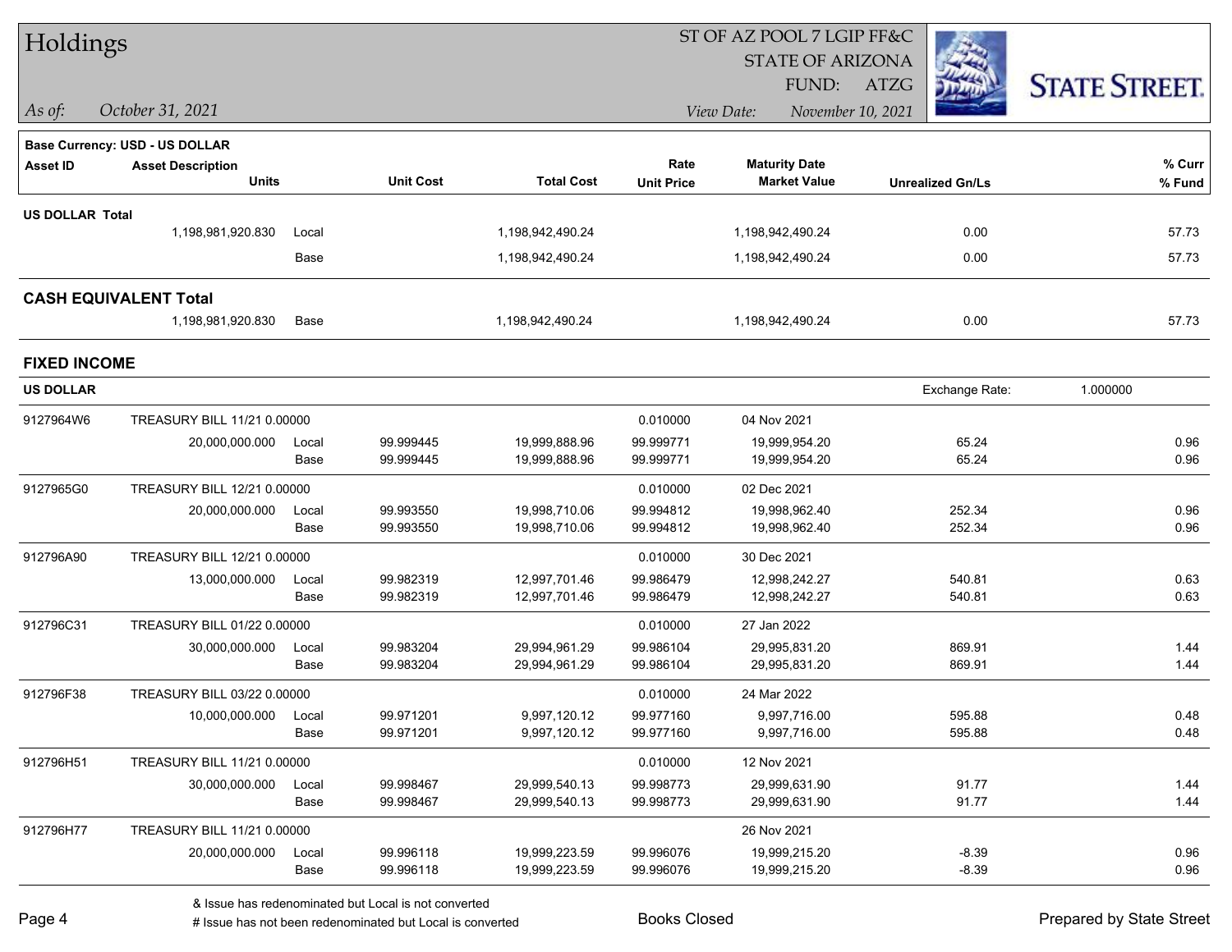# Holdings

ST OF AZ POOL 7 LGIP FF&C
STATE OF ARIZONA
FUND: ATZG

*As of:* *October 31, 2021*

*View Date:* *November 10, 2021*

**Base Currency: USD - US DOLLAR**

| Asset ID | Asset Description / Units | | Unit Cost | Total Cost | Rate / Unit Price | Maturity Date / Market Value | Unrealized Gn/Ls | % Curr / % Fund |
|---|---|---|---|---|---|---|---|---|
| **US DOLLAR Total** | | | | | | | | |
| | 1,198,981,920.830 | Local | | 1,198,942,490.24 | | 1,198,942,490.24 | 0.00 | 57.73 |
| | | Base | | 1,198,942,490.24 | | 1,198,942,490.24 | 0.00 | 57.73 |
| **CASH EQUIVALENT Total** | | | | | | | | |
| | 1,198,981,920.830 | Base | | 1,198,942,490.24 | | 1,198,942,490.24 | 0.00 | 57.73 |

## FIXED INCOME

**US DOLLAR** — Exchange Rate: 1.000000

| Asset ID | Asset Description / Units | | Unit Cost | Total Cost | Rate / Unit Price | Maturity Date / Market Value | Unrealized Gn/Ls | % Curr / % Fund |
|---|---|---|---|---|---|---|---|---|
| 9127964W6 | TREASURY BILL 11/21 0.00000 | | | | 0.010000 | 04 Nov 2021 | | |
| | 20,000,000.000 | Local | 99.999445 | 19,999,888.96 | 99.999771 | 19,999,954.20 | 65.24 | 0.96 |
| | | Base | 99.999445 | 19,999,888.96 | 99.999771 | 19,999,954.20 | 65.24 | 0.96 |
| 9127965G0 | TREASURY BILL 12/21 0.00000 | | | | 0.010000 | 02 Dec 2021 | | |
| | 20,000,000.000 | Local | 99.993550 | 19,998,710.06 | 99.994812 | 19,998,962.40 | 252.34 | 0.96 |
| | | Base | 99.993550 | 19,998,710.06 | 99.994812 | 19,998,962.40 | 252.34 | 0.96 |
| 912796A90 | TREASURY BILL 12/21 0.00000 | | | | 0.010000 | 30 Dec 2021 | | |
| | 13,000,000.000 | Local | 99.982319 | 12,997,701.46 | 99.986479 | 12,998,242.27 | 540.81 | 0.63 |
| | | Base | 99.982319 | 12,997,701.46 | 99.986479 | 12,998,242.27 | 540.81 | 0.63 |
| 912796C31 | TREASURY BILL 01/22 0.00000 | | | | 0.010000 | 27 Jan 2022 | | |
| | 30,000,000.000 | Local | 99.983204 | 29,994,961.29 | 99.986104 | 29,995,831.20 | 869.91 | 1.44 |
| | | Base | 99.983204 | 29,994,961.29 | 99.986104 | 29,995,831.20 | 869.91 | 1.44 |
| 912796F38 | TREASURY BILL 03/22 0.00000 | | | | 0.010000 | 24 Mar 2022 | | |
| | 10,000,000.000 | Local | 99.971201 | 9,997,120.12 | 99.977160 | 9,997,716.00 | 595.88 | 0.48 |
| | | Base | 99.971201 | 9,997,120.12 | 99.977160 | 9,997,716.00 | 595.88 | 0.48 |
| 912796H51 | TREASURY BILL 11/21 0.00000 | | | | 0.010000 | 12 Nov 2021 | | |
| | 30,000,000.000 | Local | 99.998467 | 29,999,540.13 | 99.998773 | 29,999,631.90 | 91.77 | 1.44 |
| | | Base | 99.998467 | 29,999,540.13 | 99.998773 | 29,999,631.90 | 91.77 | 1.44 |
| 912796H77 | TREASURY BILL 11/21 0.00000 | | | | | 26 Nov 2021 | | |
| | 20,000,000.000 | Local | 99.996118 | 19,999,223.59 | 99.996076 | 19,999,215.20 | -8.39 | 0.96 |
| | | Base | 99.996118 | 19,999,223.59 | 99.996076 | 19,999,215.20 | -8.39 | 0.96 |

& Issue has redenominated but Local is not converted
# Issue has not been redenominated but Local is converted

Books Closed

Prepared by State Street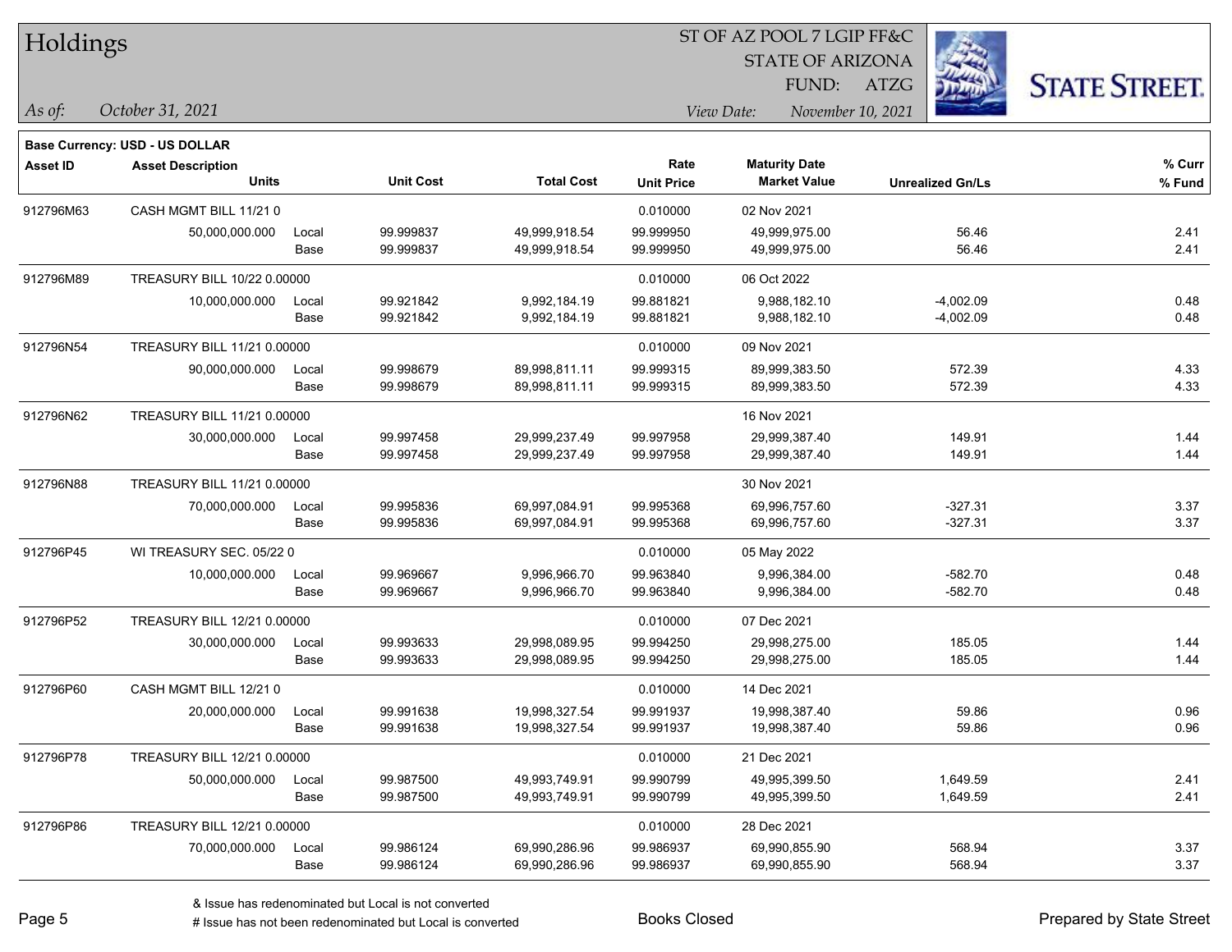# Holdings

ST OF AZ POOL 7 LGIP FF&C
STATE OF ARIZONA
FUND: ATZG

*As of:* *October 31, 2021*

*View Date:* *November 10, 2021*

**Base Currency: USD - US DOLLAR**

| Asset ID | Asset Description / Units | | Unit Cost | Total Cost | Rate / Unit Price | Maturity Date / Market Value | Unrealized Gn/Ls | % Curr / % Fund |
|---|---|---|---|---|---|---|---|---|
| 912796M63 | CASH MGMT BILL 11/21 0 | | | | 0.010000 | 02 Nov 2021 | | |
| | 50,000,000.000 | Local | 99.999837 | 49,999,918.54 | 99.999950 | 49,999,975.00 | 56.46 | 2.41 |
| | | Base | 99.999837 | 49,999,918.54 | 99.999950 | 49,999,975.00 | 56.46 | 2.41 |
| 912796M89 | TREASURY BILL 10/22 0.00000 | | | | 0.010000 | 06 Oct 2022 | | |
| | 10,000,000.000 | Local | 99.921842 | 9,992,184.19 | 99.881821 | 9,988,182.10 | -4,002.09 | 0.48 |
| | | Base | 99.921842 | 9,992,184.19 | 99.881821 | 9,988,182.10 | -4,002.09 | 0.48 |
| 912796N54 | TREASURY BILL 11/21 0.00000 | | | | 0.010000 | 09 Nov 2021 | | |
| | 90,000,000.000 | Local | 99.998679 | 89,998,811.11 | 99.999315 | 89,999,383.50 | 572.39 | 4.33 |
| | | Base | 99.998679 | 89,998,811.11 | 99.999315 | 89,999,383.50 | 572.39 | 4.33 |
| 912796N62 | TREASURY BILL 11/21 0.00000 | | | | | 16 Nov 2021 | | |
| | 30,000,000.000 | Local | 99.997458 | 29,999,237.49 | 99.997958 | 29,999,387.40 | 149.91 | 1.44 |
| | | Base | 99.997458 | 29,999,237.49 | 99.997958 | 29,999,387.40 | 149.91 | 1.44 |
| 912796N88 | TREASURY BILL 11/21 0.00000 | | | | | 30 Nov 2021 | | |
| | 70,000,000.000 | Local | 99.995836 | 69,997,084.91 | 99.995368 | 69,996,757.60 | -327.31 | 3.37 |
| | | Base | 99.995836 | 69,997,084.91 | 99.995368 | 69,996,757.60 | -327.31 | 3.37 |
| 912796P45 | WI TREASURY SEC. 05/22 0 | | | | 0.010000 | 05 May 2022 | | |
| | 10,000,000.000 | Local | 99.969667 | 9,996,966.70 | 99.963840 | 9,996,384.00 | -582.70 | 0.48 |
| | | Base | 99.969667 | 9,996,966.70 | 99.963840 | 9,996,384.00 | -582.70 | 0.48 |
| 912796P52 | TREASURY BILL 12/21 0.00000 | | | | 0.010000 | 07 Dec 2021 | | |
| | 30,000,000.000 | Local | 99.993633 | 29,998,089.95 | 99.994250 | 29,998,275.00 | 185.05 | 1.44 |
| | | Base | 99.993633 | 29,998,089.95 | 99.994250 | 29,998,275.00 | 185.05 | 1.44 |
| 912796P60 | CASH MGMT BILL 12/21 0 | | | | 0.010000 | 14 Dec 2021 | | |
| | 20,000,000.000 | Local | 99.991638 | 19,998,327.54 | 99.991937 | 19,998,387.40 | 59.86 | 0.96 |
| | | Base | 99.991638 | 19,998,327.54 | 99.991937 | 19,998,387.40 | 59.86 | 0.96 |
| 912796P78 | TREASURY BILL 12/21 0.00000 | | | | 0.010000 | 21 Dec 2021 | | |
| | 50,000,000.000 | Local | 99.987500 | 49,993,749.91 | 99.990799 | 49,995,399.50 | 1,649.59 | 2.41 |
| | | Base | 99.987500 | 49,993,749.91 | 99.990799 | 49,995,399.50 | 1,649.59 | 2.41 |
| 912796P86 | TREASURY BILL 12/21 0.00000 | | | | 0.010000 | 28 Dec 2021 | | |
| | 70,000,000.000 | Local | 99.986124 | 69,990,286.96 | 99.986937 | 69,990,855.90 | 568.94 | 3.37 |
| | | Base | 99.986124 | 69,990,286.96 | 99.986937 | 69,990,855.90 | 568.94 | 3.37 |

& Issue has redenominated but Local is not converted
# Issue has not been redenominated but Local is converted

Books Closed

Prepared by State Street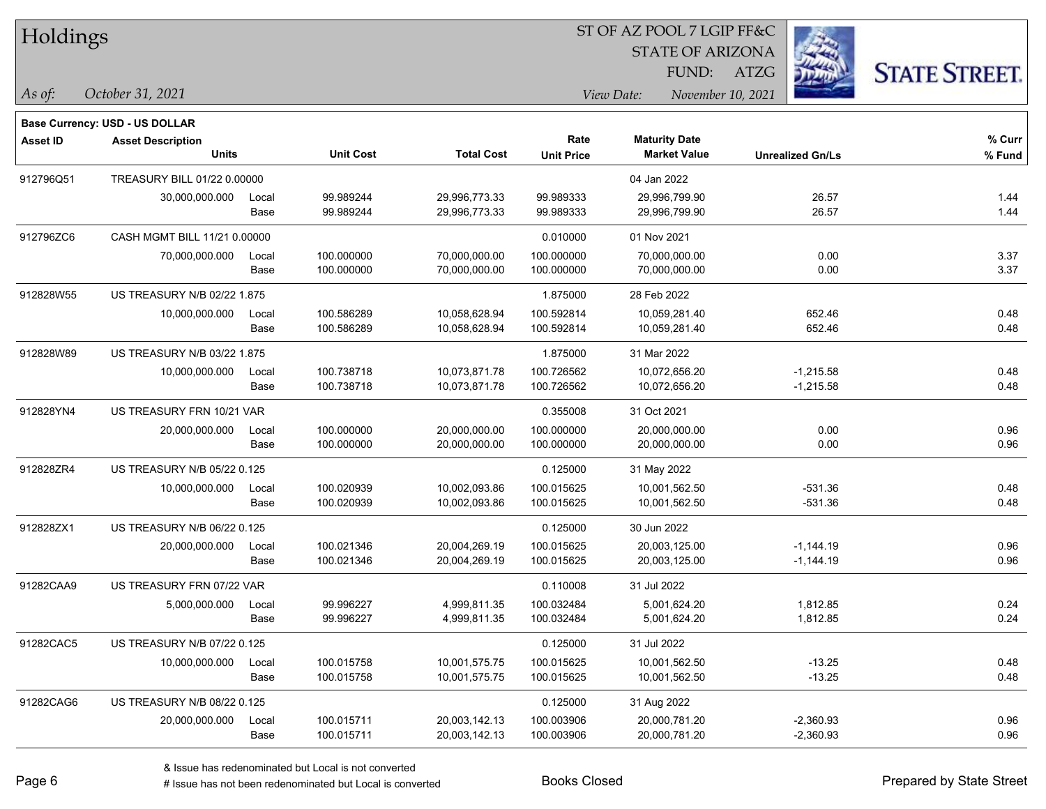# Holdings

ST OF AZ POOL 7 LGIP FF&C
STATE OF ARIZONA
FUND: ATZG

*As of:* *October 31, 2021*

*View Date:* *November 10, 2021*

**Base Currency: USD - US DOLLAR**

| Asset ID | Asset Description / Units | | Unit Cost | Total Cost | Rate / Unit Price | Maturity Date / Market Value | Unrealized Gn/Ls | % Curr / % Fund |
|---|---|---|---|---|---|---|---|---|
| 912796Q51 | TREASURY BILL 01/22 0.00000 | | | | | 04 Jan 2022 | | |
| | 30,000,000.000 | Local | 99.989244 | 29,996,773.33 | 99.989333 | 29,996,799.90 | 26.57 | 1.44 |
| | | Base | 99.989244 | 29,996,773.33 | 99.989333 | 29,996,799.90 | 26.57 | 1.44 |
| 912796ZC6 | CASH MGMT BILL 11/21 0.00000 | | | | 0.010000 | 01 Nov 2021 | | |
| | 70,000,000.000 | Local | 100.000000 | 70,000,000.00 | 100.000000 | 70,000,000.00 | 0.00 | 3.37 |
| | | Base | 100.000000 | 70,000,000.00 | 100.000000 | 70,000,000.00 | 0.00 | 3.37 |
| 912828W55 | US TREASURY N/B 02/22 1.875 | | | | 1.875000 | 28 Feb 2022 | | |
| | 10,000,000.000 | Local | 100.586289 | 10,058,628.94 | 100.592814 | 10,059,281.40 | 652.46 | 0.48 |
| | | Base | 100.586289 | 10,058,628.94 | 100.592814 | 10,059,281.40 | 652.46 | 0.48 |
| 912828W89 | US TREASURY N/B 03/22 1.875 | | | | 1.875000 | 31 Mar 2022 | | |
| | 10,000,000.000 | Local | 100.738718 | 10,073,871.78 | 100.726562 | 10,072,656.20 | -1,215.58 | 0.48 |
| | | Base | 100.738718 | 10,073,871.78 | 100.726562 | 10,072,656.20 | -1,215.58 | 0.48 |
| 912828YN4 | US TREASURY FRN 10/21 VAR | | | | 0.355008 | 31 Oct 2021 | | |
| | 20,000,000.000 | Local | 100.000000 | 20,000,000.00 | 100.000000 | 20,000,000.00 | 0.00 | 0.96 |
| | | Base | 100.000000 | 20,000,000.00 | 100.000000 | 20,000,000.00 | 0.00 | 0.96 |
| 912828ZR4 | US TREASURY N/B 05/22 0.125 | | | | 0.125000 | 31 May 2022 | | |
| | 10,000,000.000 | Local | 100.020939 | 10,002,093.86 | 100.015625 | 10,001,562.50 | -531.36 | 0.48 |
| | | Base | 100.020939 | 10,002,093.86 | 100.015625 | 10,001,562.50 | -531.36 | 0.48 |
| 912828ZX1 | US TREASURY N/B 06/22 0.125 | | | | 0.125000 | 30 Jun 2022 | | |
| | 20,000,000.000 | Local | 100.021346 | 20,004,269.19 | 100.015625 | 20,003,125.00 | -1,144.19 | 0.96 |
| | | Base | 100.021346 | 20,004,269.19 | 100.015625 | 20,003,125.00 | -1,144.19 | 0.96 |
| 91282CAA9 | US TREASURY FRN 07/22 VAR | | | | 0.110008 | 31 Jul 2022 | | |
| | 5,000,000.000 | Local | 99.996227 | 4,999,811.35 | 100.032484 | 5,001,624.20 | 1,812.85 | 0.24 |
| | | Base | 99.996227 | 4,999,811.35 | 100.032484 | 5,001,624.20 | 1,812.85 | 0.24 |
| 91282CAC5 | US TREASURY N/B 07/22 0.125 | | | | 0.125000 | 31 Jul 2022 | | |
| | 10,000,000.000 | Local | 100.015758 | 10,001,575.75 | 100.015625 | 10,001,562.50 | -13.25 | 0.48 |
| | | Base | 100.015758 | 10,001,575.75 | 100.015625 | 10,001,562.50 | -13.25 | 0.48 |
| 91282CAG6 | US TREASURY N/B 08/22 0.125 | | | | 0.125000 | 31 Aug 2022 | | |
| | 20,000,000.000 | Local | 100.015711 | 20,003,142.13 | 100.003906 | 20,000,781.20 | -2,360.93 | 0.96 |
| | | Base | 100.015711 | 20,003,142.13 | 100.003906 | 20,000,781.20 | -2,360.93 | 0.96 |

& Issue has redenominated but Local is not converted
# Issue has not been redenominated but Local is converted

Books Closed

Prepared by State Street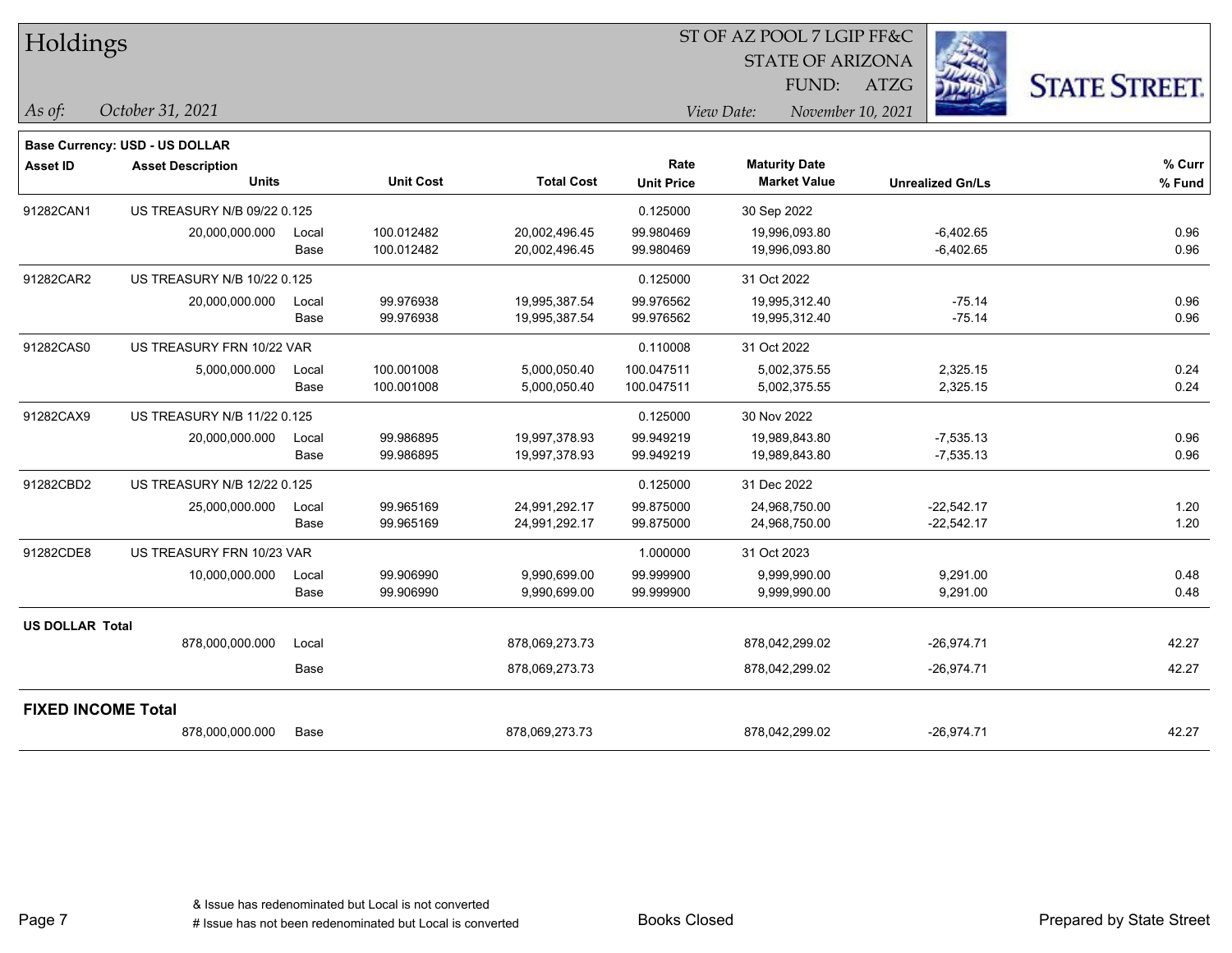# Holdings

ST OF AZ POOL 7 LGIP FF&C
STATE OF ARIZONA
FUND: ATZG

*As of: October 31, 2021*

*View Date: November 10, 2021*

**Base Currency: USD - US DOLLAR**

| Asset ID | Asset Description / Units | | Unit Cost | Total Cost | Rate / Unit Price | Maturity Date / Market Value | Unrealized Gn/Ls | % Curr / % Fund |
|---|---|---|---|---|---|---|---|---|
| 91282CAN1 | US TREASURY N/B 09/22 0.125 | | | | 0.125000 | 30 Sep 2022 | | |
| | 20,000,000.000 | Local | 100.012482 | 20,002,496.45 | 99.980469 | 19,996,093.80 | -6,402.65 | 0.96 |
| | | Base | 100.012482 | 20,002,496.45 | 99.980469 | 19,996,093.80 | -6,402.65 | 0.96 |
| 91282CAR2 | US TREASURY N/B 10/22 0.125 | | | | 0.125000 | 31 Oct 2022 | | |
| | 20,000,000.000 | Local | 99.976938 | 19,995,387.54 | 99.976562 | 19,995,312.40 | -75.14 | 0.96 |
| | | Base | 99.976938 | 19,995,387.54 | 99.976562 | 19,995,312.40 | -75.14 | 0.96 |
| 91282CAS0 | US TREASURY FRN 10/22 VAR | | | | 0.110008 | 31 Oct 2022 | | |
| | 5,000,000.000 | Local | 100.001008 | 5,000,050.40 | 100.047511 | 5,002,375.55 | 2,325.15 | 0.24 |
| | | Base | 100.001008 | 5,000,050.40 | 100.047511 | 5,002,375.55 | 2,325.15 | 0.24 |
| 91282CAX9 | US TREASURY N/B 11/22 0.125 | | | | 0.125000 | 30 Nov 2022 | | |
| | 20,000,000.000 | Local | 99.986895 | 19,997,378.93 | 99.949219 | 19,989,843.80 | -7,535.13 | 0.96 |
| | | Base | 99.986895 | 19,997,378.93 | 99.949219 | 19,989,843.80 | -7,535.13 | 0.96 |
| 91282CBD2 | US TREASURY N/B 12/22 0.125 | | | | 0.125000 | 31 Dec 2022 | | |
| | 25,000,000.000 | Local | 99.965169 | 24,991,292.17 | 99.875000 | 24,968,750.00 | -22,542.17 | 1.20 |
| | | Base | 99.965169 | 24,991,292.17 | 99.875000 | 24,968,750.00 | -22,542.17 | 1.20 |
| 91282CDE8 | US TREASURY FRN 10/23 VAR | | | | 1.000000 | 31 Oct 2023 | | |
| | 10,000,000.000 | Local | 99.906990 | 9,990,699.00 | 99.999900 | 9,999,990.00 | 9,291.00 | 0.48 |
| | | Base | 99.906990 | 9,990,699.00 | 99.999900 | 9,999,990.00 | 9,291.00 | 0.48 |
| **US DOLLAR Total** | | | | | | | | |
| | 878,000,000.000 | Local | | 878,069,273.73 | | 878,042,299.02 | -26,974.71 | 42.27 |
| | | Base | | 878,069,273.73 | | 878,042,299.02 | -26,974.71 | 42.27 |
| **FIXED INCOME Total** | | | | | | | | |
| | 878,000,000.000 | Base | | 878,069,273.73 | | 878,042,299.02 | -26,974.71 | 42.27 |

& Issue has redenominated but Local is not converted
# Issue has not been redenominated but Local is converted

Books Closed

Prepared by State Street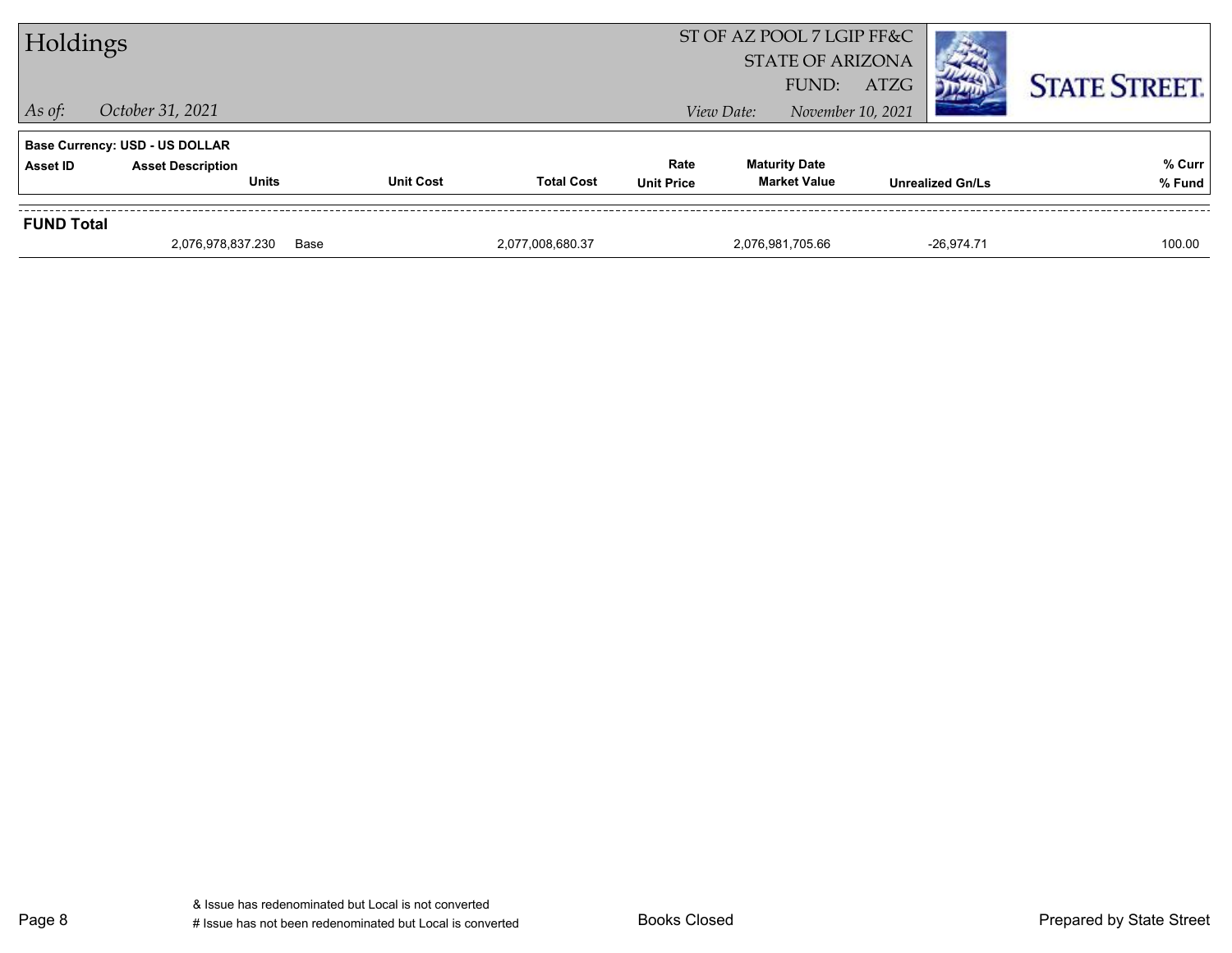# Holdings

ST OF AZ POOL 7 LGIP FF&C
STATE OF ARIZONA
FUND: ATZG

*As of:* *October 31, 2021*

*View Date:* *November 10, 2021*

**Base Currency: USD - US DOLLAR**

| Asset ID | Asset Description / Units | | Unit Cost | Total Cost | Rate / Unit Price | Maturity Date / Market Value | Unrealized Gn/Ls | % Curr / % Fund |
|---|---|---|---|---|---|---|---|---|
| **FUND Total** | | | | | | | | |
| | 2,076,978,837.230 | Base | | 2,077,008,680.37 | | 2,076,981,705.66 | -26,974.71 | 100.00 |

& Issue has redenominated but Local is not converted
# Issue has not been redenominated but Local is converted

Books Closed

Prepared by State Street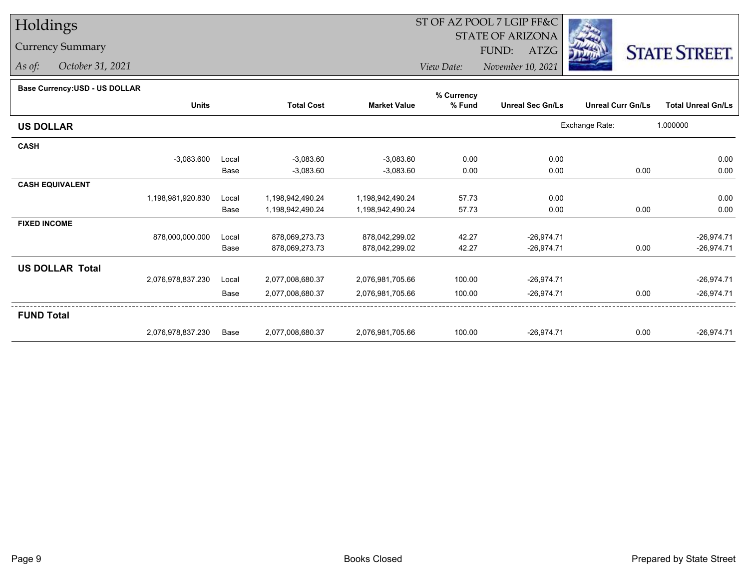# Holdings

## Currency Summary

*As of:* October 31, 2021

ST OF AZ POOL 7 LGIP FF&C
STATE OF ARIZONA
FUND: ATZG

*View Date:* November 10, 2021

STATE STREET.

**Base Currency:USD - US DOLLAR**

| | Units | | Total Cost | Market Value | % Currency % Fund | Unreal Sec Gn/Ls | Unreal Curr Gn/Ls | Total Unreal Gn/Ls |
|---|---|---|---|---|---|---|---|---|
| **US DOLLAR** | | | | | | Exchange Rate: | 1.000000 | |
| **CASH** | | | | | | | | |
| | -3,083.600 | Local | -3,083.60 | -3,083.60 | 0.00 | 0.00 | | 0.00 |
| | | Base | -3,083.60 | -3,083.60 | 0.00 | 0.00 | 0.00 | 0.00 |
| **CASH EQUIVALENT** | | | | | | | | |
| | 1,198,981,920.830 | Local | 1,198,942,490.24 | 1,198,942,490.24 | 57.73 | 0.00 | | 0.00 |
| | | Base | 1,198,942,490.24 | 1,198,942,490.24 | 57.73 | 0.00 | 0.00 | 0.00 |
| **FIXED INCOME** | | | | | | | | |
| | 878,000,000.000 | Local | 878,069,273.73 | 878,042,299.02 | 42.27 | -26,974.71 | | -26,974.71 |
| | | Base | 878,069,273.73 | 878,042,299.02 | 42.27 | -26,974.71 | 0.00 | -26,974.71 |
| **US DOLLAR Total** | | | | | | | | |
| | 2,076,978,837.230 | Local | 2,077,008,680.37 | 2,076,981,705.66 | 100.00 | -26,974.71 | | -26,974.71 |
| | | Base | 2,077,008,680.37 | 2,076,981,705.66 | 100.00 | -26,974.71 | 0.00 | -26,974.71 |
| **FUND Total** | | | | | | | | |
| | 2,076,978,837.230 | Base | 2,077,008,680.37 | 2,076,981,705.66 | 100.00 | -26,974.71 | 0.00 | -26,974.71 |

Books Closed

Prepared by State Street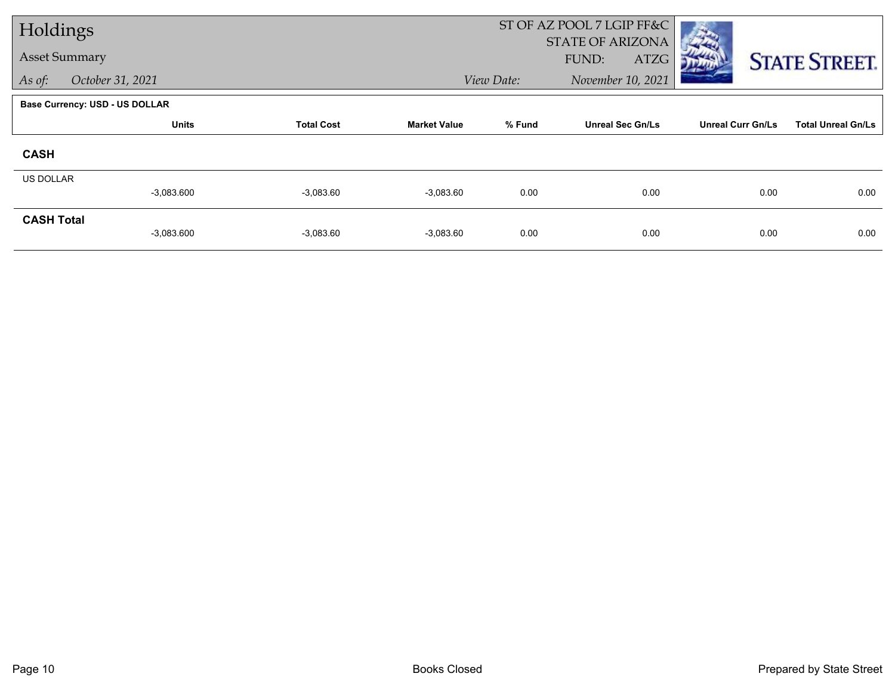# Holdings

## Asset Summary

*As of:* *October 31, 2021*

ST OF AZ POOL 7 LGIP FF&C
STATE OF ARIZONA
FUND: ATZG

*View Date:* *November 10, 2021*

**Base Currency: USD - US DOLLAR**

| | Units | Total Cost | Market Value | % Fund | Unreal Sec Gn/Ls | Unreal Curr Gn/Ls | Total Unreal Gn/Ls |
|---|---|---|---|---|---|---|---|
| **CASH** | | | | | | | |
| US DOLLAR | -3,083.600 | -3,083.60 | -3,083.60 | 0.00 | 0.00 | 0.00 | 0.00 |
| **CASH Total** | -3,083.600 | -3,083.60 | -3,083.60 | 0.00 | 0.00 | 0.00 | 0.00 |

Books Closed

Prepared by State Street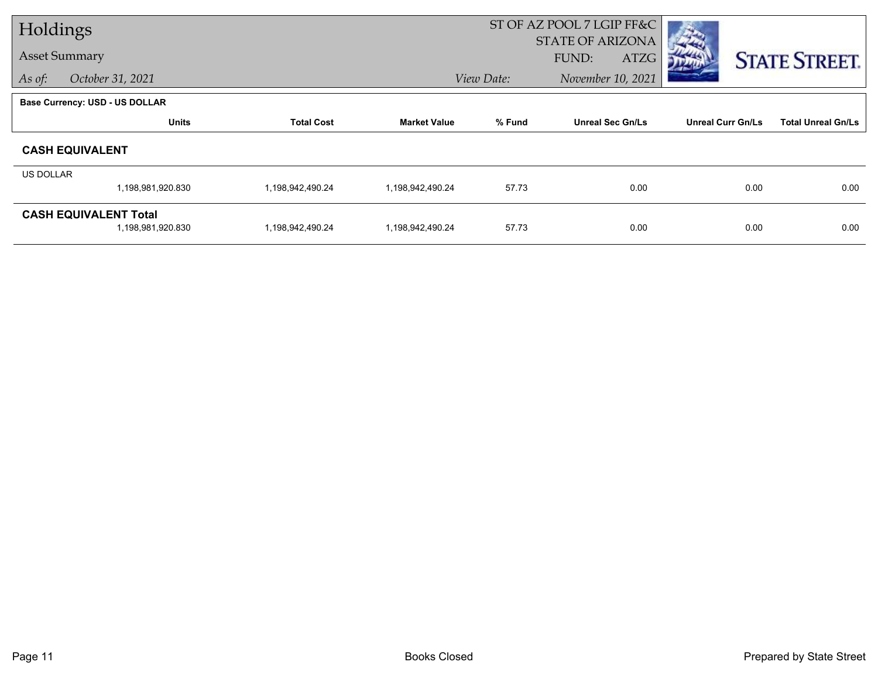# Holdings

## Asset Summary

*As of:* October 31, 2021

ST OF AZ POOL 7 LGIP FF&C
STATE OF ARIZONA
FUND: ATZG

*View Date:* November 10, 2021

**Base Currency: USD - US DOLLAR**

| | Units | Total Cost | Market Value | % Fund | Unreal Sec Gn/Ls | Unreal Curr Gn/Ls | Total Unreal Gn/Ls |
|---|---|---|---|---|---|---|---|
| **CASH EQUIVALENT** | | | | | | | |
| US DOLLAR | 1,198,981,920.830 | 1,198,942,490.24 | 1,198,942,490.24 | 57.73 | 0.00 | 0.00 | 0.00 |
| **CASH EQUIVALENT Total** | 1,198,981,920.830 | 1,198,942,490.24 | 1,198,942,490.24 | 57.73 | 0.00 | 0.00 | 0.00 |

Books Closed

Prepared by State Street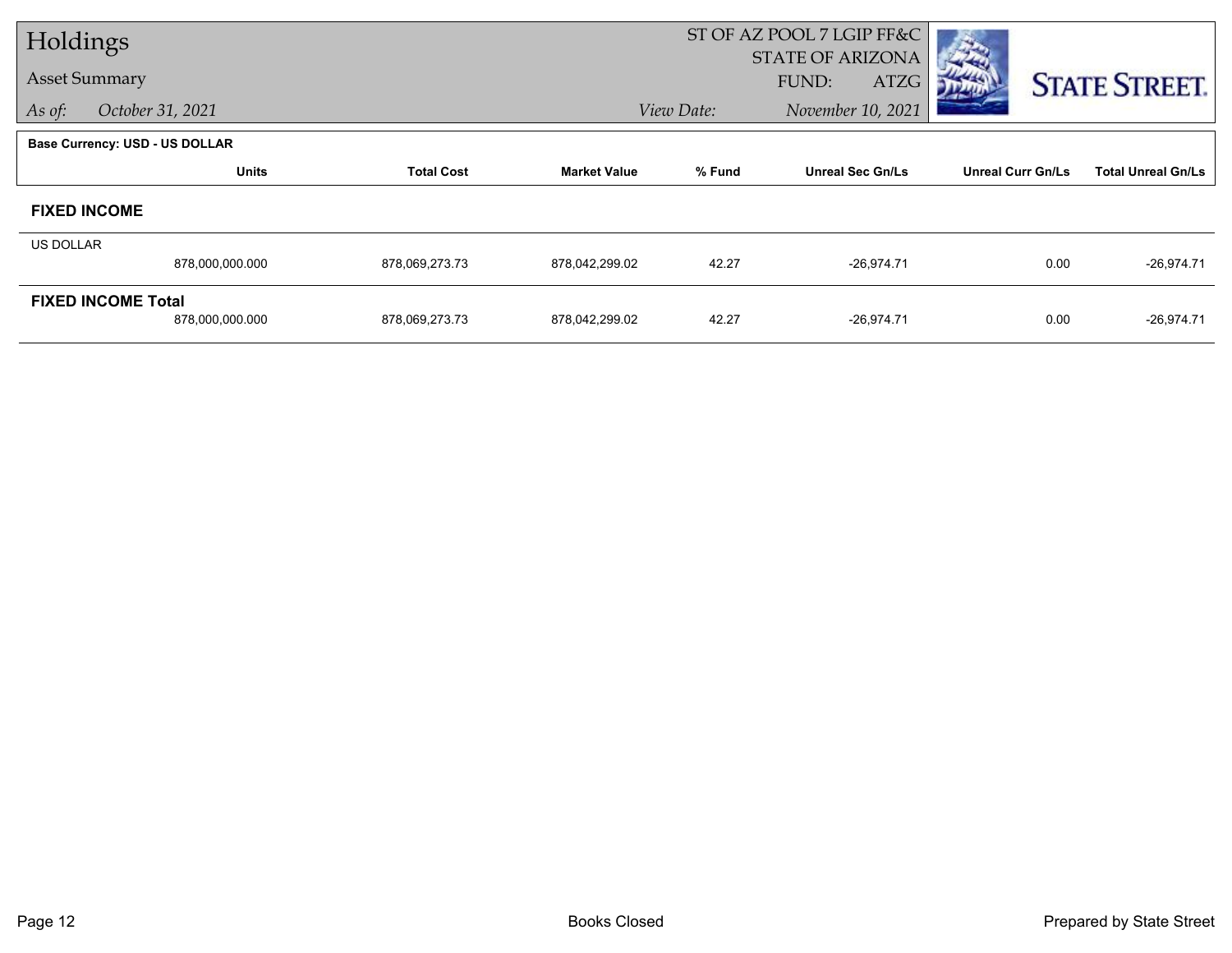# Holdings

## Asset Summary

*As of:* October 31, 2021

ST OF AZ POOL 7 LGIP FF&C
STATE OF ARIZONA
FUND: ATZG

*View Date:* November 10, 2021

**Base Currency: USD - US DOLLAR**

| | Units | Total Cost | Market Value | % Fund | Unreal Sec Gn/Ls | Unreal Curr Gn/Ls | Total Unreal Gn/Ls |
|---|---|---|---|---|---|---|---|
| **FIXED INCOME** | | | | | | | |
| US DOLLAR | 878,000,000.000 | 878,069,273.73 | 878,042,299.02 | 42.27 | -26,974.71 | 0.00 | -26,974.71 |
| **FIXED INCOME Total** | 878,000,000.000 | 878,069,273.73 | 878,042,299.02 | 42.27 | -26,974.71 | 0.00 | -26,974.71 |

Books Closed

Prepared by State Street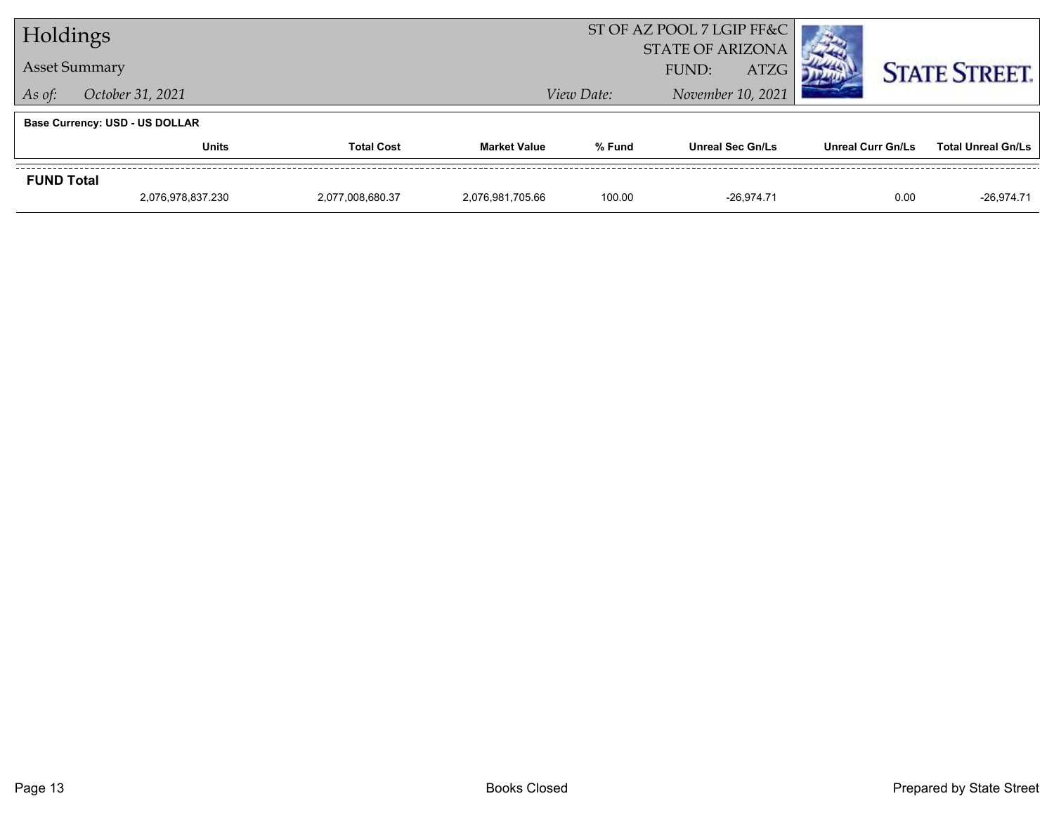# Holdings

## Asset Summary

*As of:* *October 31, 2021*

ST OF AZ POOL 7 LGIP FF&C
STATE OF ARIZONA
FUND: ATZG

*View Date:* *November 10, 2021*

STATE STREET.

**Base Currency: USD - US DOLLAR**

| | Units | Total Cost | Market Value | % Fund | Unreal Sec Gn/Ls | Unreal Curr Gn/Ls | Total Unreal Gn/Ls |
|---|---|---|---|---|---|---|---|
| **FUND Total** | 2,076,978,837.230 | 2,077,008,680.37 | 2,076,981,705.66 | 100.00 | -26,974.71 | 0.00 | -26,974.71 |

Books Closed

Prepared by State Street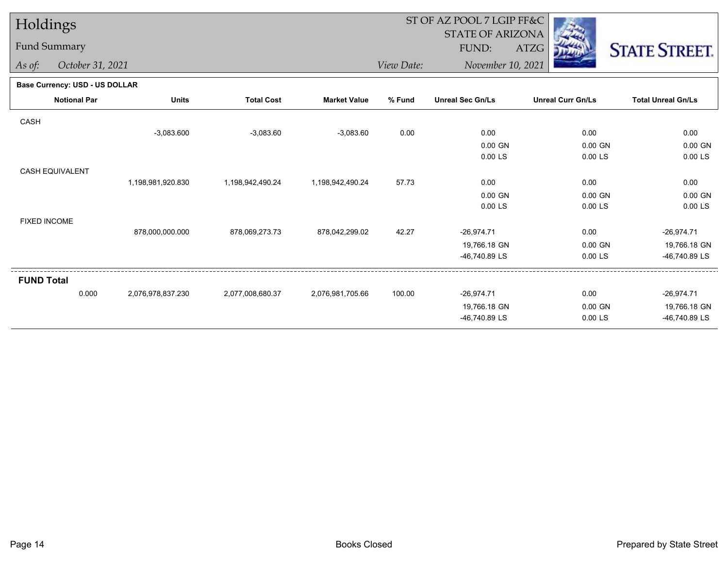# Holdings

## Fund Summary

*As of:* *October 31, 2021*

ST OF AZ POOL 7 LGIP FF&C
STATE OF ARIZONA
FUND: ATZG

*View Date:* *November 10, 2021*

STATE STREET.

**Base Currency: USD - US DOLLAR**

| Notional Par | Units | Total Cost | Market Value | % Fund | Unreal Sec Gn/Ls | Unreal Curr Gn/Ls | Total Unreal Gn/Ls |
|---|---|---|---|---|---|---|---|
| CASH | | | | | | | |
| | -3,083.600 | -3,083.60 | -3,083.60 | 0.00 | 0.00 | 0.00 | 0.00 |
| | | | | | 0.00 GN | 0.00 GN | 0.00 GN |
| | | | | | 0.00 LS | 0.00 LS | 0.00 LS |
| CASH EQUIVALENT | | | | | | | |
| | 1,198,981,920.830 | 1,198,942,490.24 | 1,198,942,490.24 | 57.73 | 0.00 | 0.00 | 0.00 |
| | | | | | 0.00 GN | 0.00 GN | 0.00 GN |
| | | | | | 0.00 LS | 0.00 LS | 0.00 LS |
| FIXED INCOME | | | | | | | |
| | 878,000,000.000 | 878,069,273.73 | 878,042,299.02 | 42.27 | -26,974.71 | 0.00 | -26,974.71 |
| | | | | | 19,766.18 GN | 0.00 GN | 19,766.18 GN |
| | | | | | -46,740.89 LS | 0.00 LS | -46,740.89 LS |
| **FUND Total** | | | | | | | |
| 0.000 | 2,076,978,837.230 | 2,077,008,680.37 | 2,076,981,705.66 | 100.00 | -26,974.71 | 0.00 | -26,974.71 |
| | | | | | 19,766.18 GN | 0.00 GN | 19,766.18 GN |
| | | | | | -46,740.89 LS | 0.00 LS | -46,740.89 LS |

Books Closed

Prepared by State Street